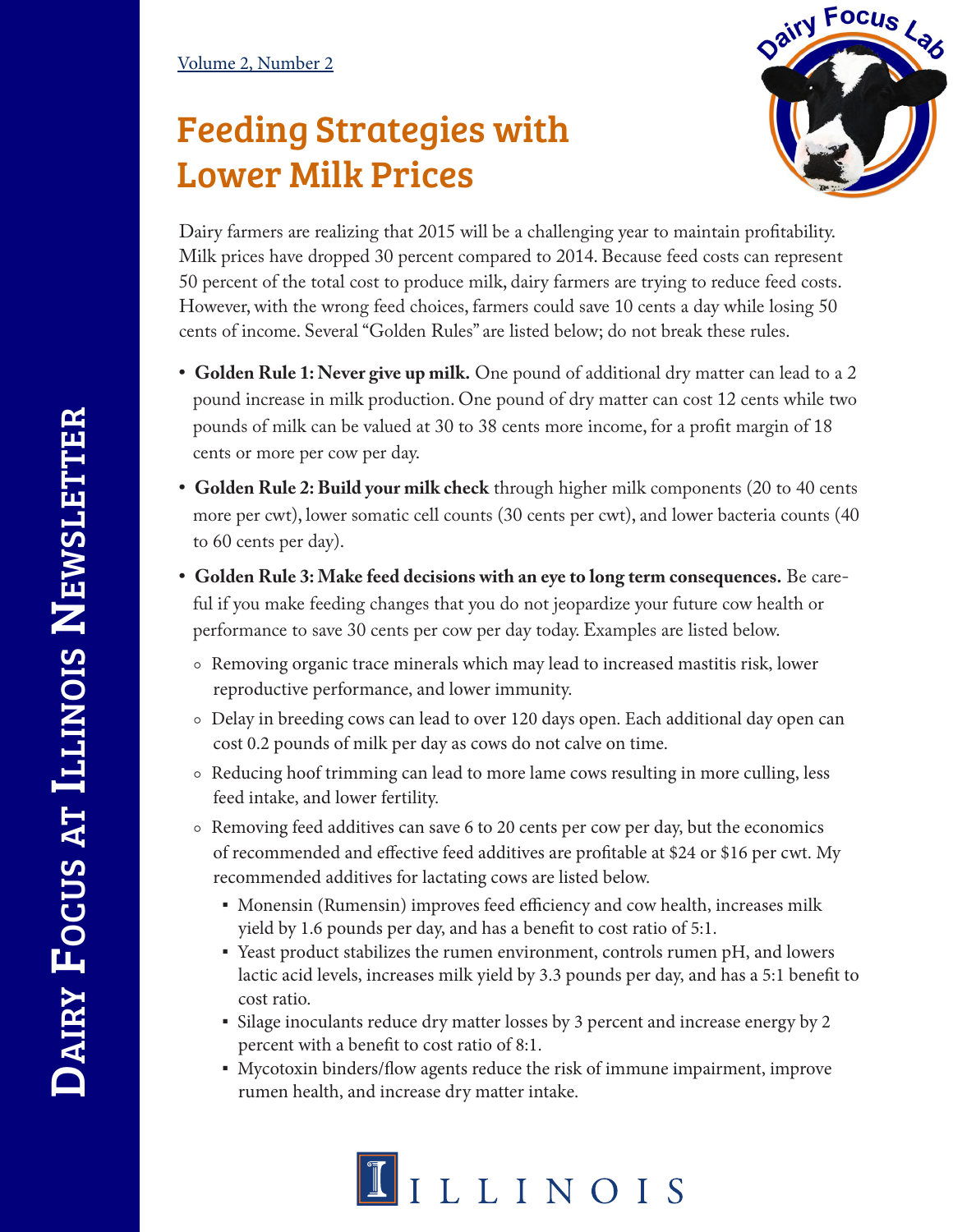# Feeding Strategies with Lower Milk Prices

Dairy farmers are realizing that 2015 will be a challenging year to maintain profitability. Milk prices have dropped 30 percent compared to 2014. Because feed costs can represent 50 percent of the total cost to produce milk, dairy farmers are trying to reduce feed costs. However, with the wrong feed choices, farmers could save 10 cents a day while losing 50 cents of income. Several "Golden Rules" are listed below; do not break these rules.

- **Golden Rule 1: Never give up milk.** One pound of additional dry matter can lead to a 2 pound increase in milk production. One pound of dry matter can cost 12 cents while two pounds of milk can be valued at 30 to 38 cents more income, for a profit margin of 18 cents or more per cow per day.
- **Golden Rule 2: Build your milk check** through higher milk components (20 to 40 cents more per cwt), lower somatic cell counts (30 cents per cwt), and lower bacteria counts (40 to 60 cents per day).
- **Golden Rule 3: Make feed decisions with an eye to long term consequences.** Be careful if you make feeding changes that you do not jeopardize your future cow health or performance to save 30 cents per cow per day today. Examples are listed below.
  - Removing organic trace minerals which may lead to increased mastitis risk, lower reproductive performance, and lower immunity.
  - Delay in breeding cows can lead to over 120 days open. Each additional day open can cost 0.2 pounds of milk per day as cows do not calve on time.
  - Reducing hoof trimming can lead to more lame cows resulting in more culling, less feed intake, and lower fertility.
  - Removing feed additives can save 6 to 20 cents per cow per day, but the economics of recommended and effective feed additives are profitable at $24 or $16 per cwt. My recommended additives for lactating cows are listed below.
    - Monensin (Rumensin) improves feed efficiency and cow health, increases milk yield by 1.6 pounds per day, and has a benefit to cost ratio of 5:1.
    - Yeast product stabilizes the rumen environment, controls rumen pH, and lowers lactic acid levels, increases milk yield by 3.3 pounds per day, and has a 5:1 benefit to cost ratio.
    - Silage inoculants reduce dry matter losses by 3 percent and increase energy by 2 percent with a benefit to cost ratio of 8:1.
    - Mycotoxin binders/flow agents reduce the risk of immune impairment, improve rumen health, and increase dry matter intake.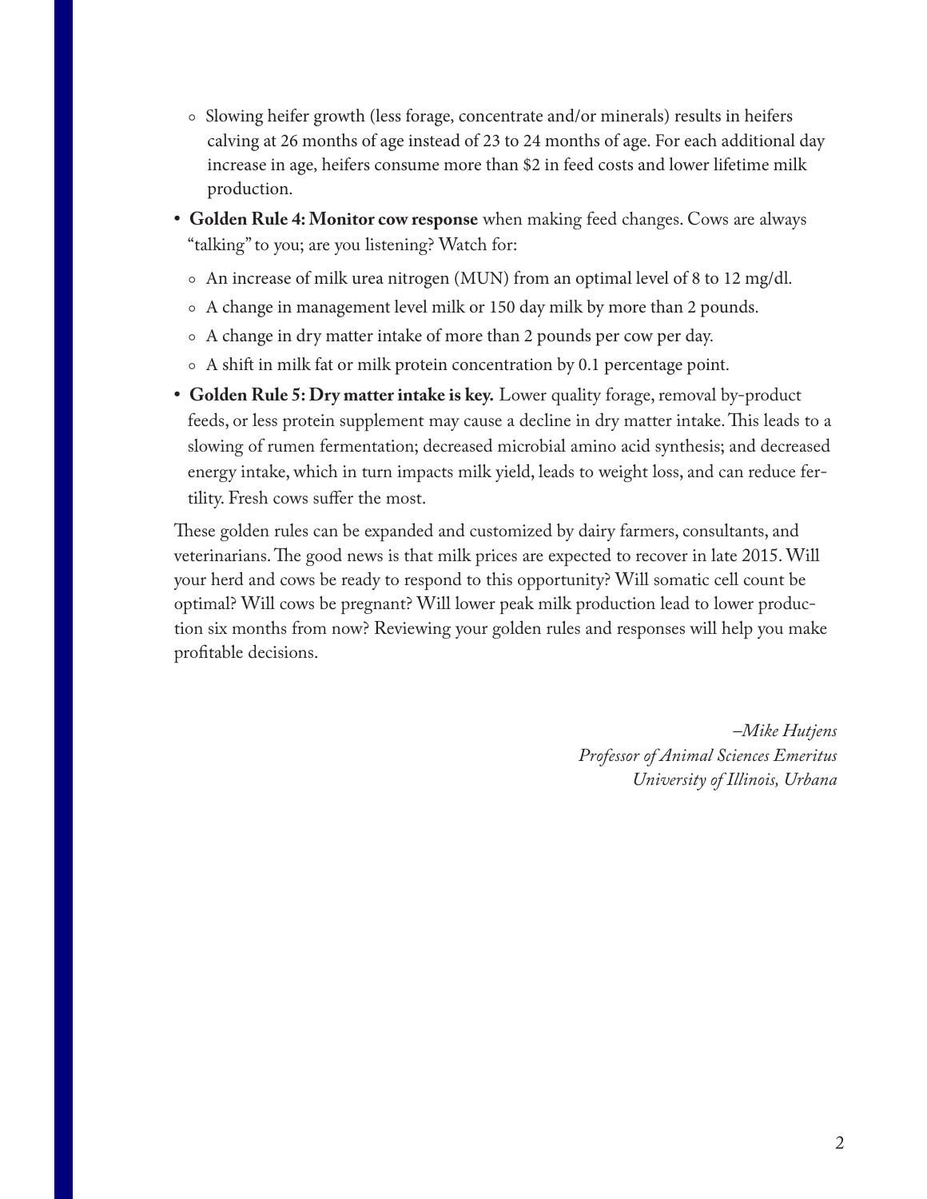- Slowing heifer growth (less forage, concentrate and/or minerals) results in heifers calving at 26 months of age instead of 23 to 24 months of age. For each additional day increase in age, heifers consume more than $2 in feed costs and lower lifetime milk production.

- **Golden Rule 4: Monitor cow response** when making feed changes. Cows are always "talking" to you; are you listening? Watch for:
  - An increase of milk urea nitrogen (MUN) from an optimal level of 8 to 12 mg/dl.
  - A change in management level milk or 150 day milk by more than 2 pounds.
  - A change in dry matter intake of more than 2 pounds per cow per day.
  - A shift in milk fat or milk protein concentration by 0.1 percentage point.
- **Golden Rule 5: Dry matter intake is key.** Lower quality forage, removal by-product feeds, or less protein supplement may cause a decline in dry matter intake. This leads to a slowing of rumen fermentation; decreased microbial amino acid synthesis; and decreased energy intake, which in turn impacts milk yield, leads to weight loss, and can reduce fertility. Fresh cows suffer the most.

These golden rules can be expanded and customized by dairy farmers, consultants, and veterinarians. The good news is that milk prices are expected to recover in late 2015. Will your herd and cows be ready to respond to this opportunity? Will somatic cell count be optimal? Will cows be pregnant? Will lower peak milk production lead to lower production six months from now? Reviewing your golden rules and responses will help you make profitable decisions.

*–Mike Hutjens*
*Professor of Animal Sciences Emeritus*
*University of Illinois, Urbana*